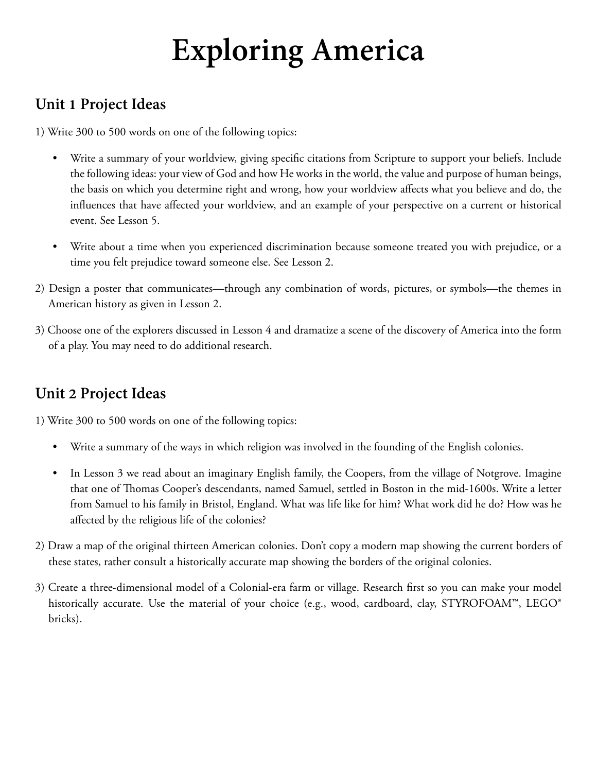# Exploring America

## Unit 1 Project Ideas

1) Write 300 to 500 words on one of the following topics:

   - Write a summary of your worldview, giving specific citations from Scripture to support your beliefs. Include the following ideas: your view of God and how He works in the world, the value and purpose of human beings, the basis on which you determine right and wrong, how your worldview affects what you believe and do, the influences that have affected your worldview, and an example of your perspective on a current or historical event. See Lesson 5.

   - Write about a time when you experienced discrimination because someone treated you with prejudice, or a time you felt prejudice toward someone else. See Lesson 2.

2) Design a poster that communicates—through any combination of words, pictures, or symbols—the themes in American history as given in Lesson 2.

3) Choose one of the explorers discussed in Lesson 4 and dramatize a scene of the discovery of America into the form of a play. You may need to do additional research.

## Unit 2 Project Ideas

1) Write 300 to 500 words on one of the following topics:

   - Write a summary of the ways in which religion was involved in the founding of the English colonies.

   - In Lesson 3 we read about an imaginary English family, the Coopers, from the village of Notgrove. Imagine that one of Thomas Cooper's descendants, named Samuel, settled in Boston in the mid-1600s. Write a letter from Samuel to his family in Bristol, England. What was life like for him? What work did he do? How was he affected by the religious life of the colonies?

2) Draw a map of the original thirteen American colonies. Don't copy a modern map showing the current borders of these states, rather consult a historically accurate map showing the borders of the original colonies.

3) Create a three-dimensional model of a Colonial-era farm or village. Research first so you can make your model historically accurate. Use the material of your choice (e.g., wood, cardboard, clay, STYROFOAM™, LEGO® bricks).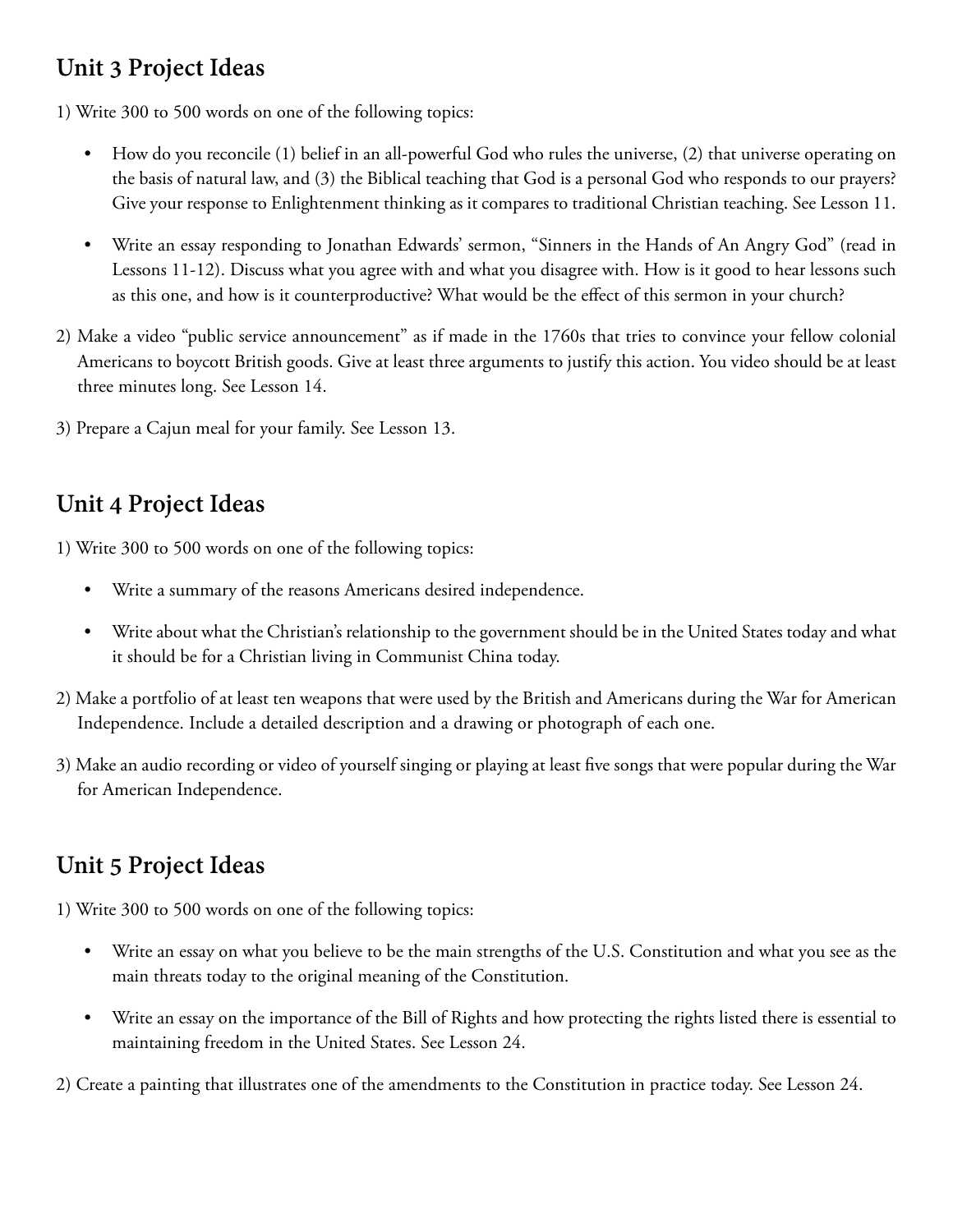## Unit 3 Project Ideas

1) Write 300 to 500 words on one of the following topics:

- How do you reconcile (1) belief in an all-powerful God who rules the universe, (2) that universe operating on the basis of natural law, and (3) the Biblical teaching that God is a personal God who responds to our prayers? Give your response to Enlightenment thinking as it compares to traditional Christian teaching. See Lesson 11.
- Write an essay responding to Jonathan Edwards' sermon, "Sinners in the Hands of An Angry God" (read in Lessons 11-12). Discuss what you agree with and what you disagree with. How is it good to hear lessons such as this one, and how is it counterproductive? What would be the effect of this sermon in your church?

2) Make a video "public service announcement" as if made in the 1760s that tries to convince your fellow colonial Americans to boycott British goods. Give at least three arguments to justify this action. You video should be at least three minutes long. See Lesson 14.

3) Prepare a Cajun meal for your family. See Lesson 13.

## Unit 4 Project Ideas

1) Write 300 to 500 words on one of the following topics:

- Write a summary of the reasons Americans desired independence.
- Write about what the Christian's relationship to the government should be in the United States today and what it should be for a Christian living in Communist China today.

2) Make a portfolio of at least ten weapons that were used by the British and Americans during the War for American Independence. Include a detailed description and a drawing or photograph of each one.

3) Make an audio recording or video of yourself singing or playing at least five songs that were popular during the War for American Independence.

## Unit 5 Project Ideas

1) Write 300 to 500 words on one of the following topics:

- Write an essay on what you believe to be the main strengths of the U.S. Constitution and what you see as the main threats today to the original meaning of the Constitution.
- Write an essay on the importance of the Bill of Rights and how protecting the rights listed there is essential to maintaining freedom in the United States. See Lesson 24.

2) Create a painting that illustrates one of the amendments to the Constitution in practice today. See Lesson 24.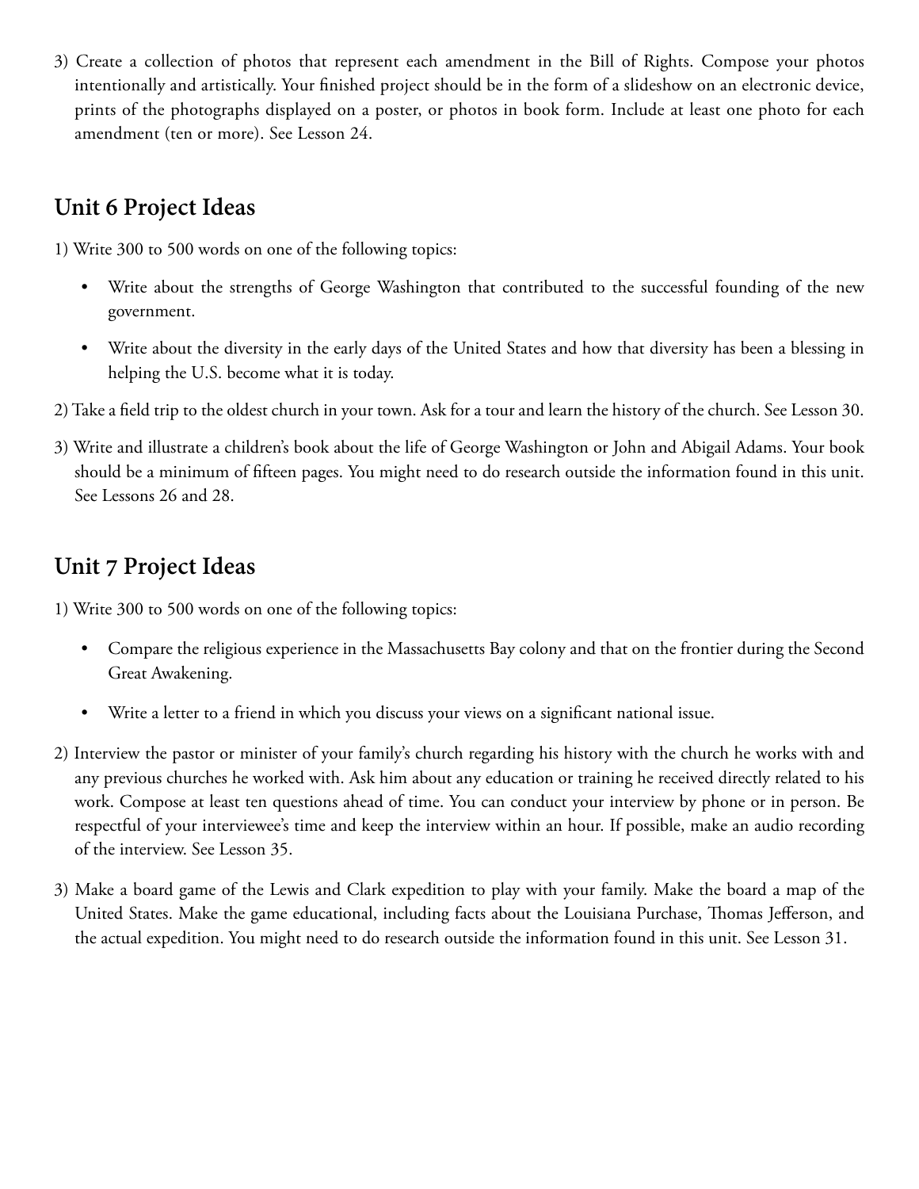3) Create a collection of photos that represent each amendment in the Bill of Rights. Compose your photos intentionally and artistically. Your finished project should be in the form of a slideshow on an electronic device, prints of the photographs displayed on a poster, or photos in book form. Include at least one photo for each amendment (ten or more). See Lesson 24.

## Unit 6 Project Ideas

1) Write 300 to 500 words on one of the following topics:

   - Write about the strengths of George Washington that contributed to the successful founding of the new government.
   - Write about the diversity in the early days of the United States and how that diversity has been a blessing in helping the U.S. become what it is today.

2) Take a field trip to the oldest church in your town. Ask for a tour and learn the history of the church. See Lesson 30.

3) Write and illustrate a children's book about the life of George Washington or John and Abigail Adams. Your book should be a minimum of fifteen pages. You might need to do research outside the information found in this unit. See Lessons 26 and 28.

## Unit 7 Project Ideas

1) Write 300 to 500 words on one of the following topics:

   - Compare the religious experience in the Massachusetts Bay colony and that on the frontier during the Second Great Awakening.
   - Write a letter to a friend in which you discuss your views on a significant national issue.

2) Interview the pastor or minister of your family's church regarding his history with the church he works with and any previous churches he worked with. Ask him about any education or training he received directly related to his work. Compose at least ten questions ahead of time. You can conduct your interview by phone or in person. Be respectful of your interviewee's time and keep the interview within an hour. If possible, make an audio recording of the interview. See Lesson 35.

3) Make a board game of the Lewis and Clark expedition to play with your family. Make the board a map of the United States. Make the game educational, including facts about the Louisiana Purchase, Thomas Jefferson, and the actual expedition. You might need to do research outside the information found in this unit. See Lesson 31.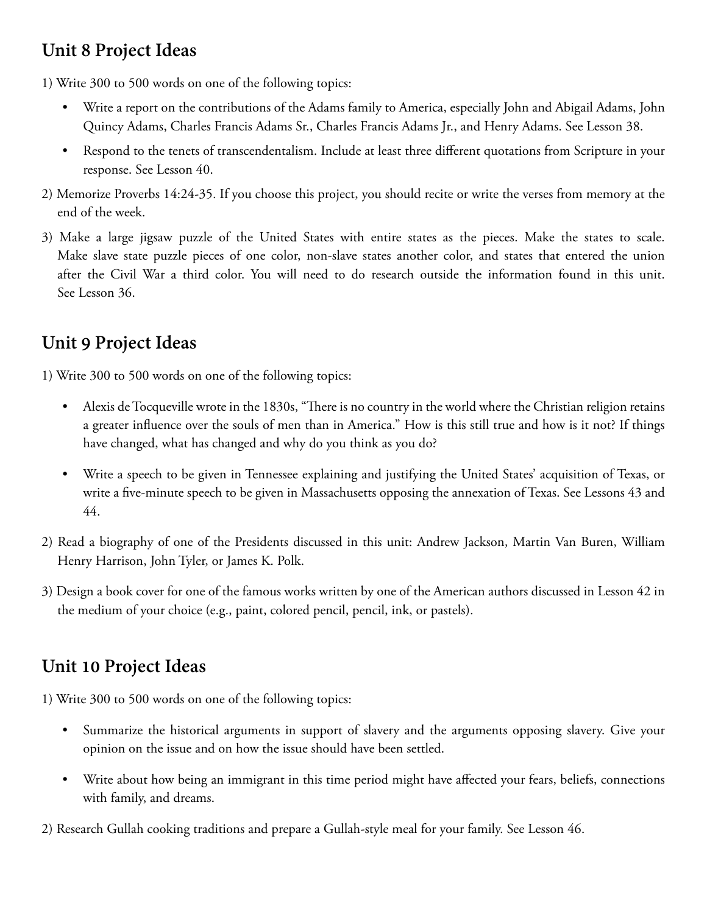## Unit 8 Project Ideas

1) Write 300 to 500 words on one of the following topics:
   - Write a report on the contributions of the Adams family to America, especially John and Abigail Adams, John Quincy Adams, Charles Francis Adams Sr., Charles Francis Adams Jr., and Henry Adams. See Lesson 38.
   - Respond to the tenets of transcendentalism. Include at least three different quotations from Scripture in your response. See Lesson 40.
2) Memorize Proverbs 14:24-35. If you choose this project, you should recite or write the verses from memory at the end of the week.
3) Make a large jigsaw puzzle of the United States with entire states as the pieces. Make the states to scale. Make slave state puzzle pieces of one color, non-slave states another color, and states that entered the union after the Civil War a third color. You will need to do research outside the information found in this unit. See Lesson 36.

## Unit 9 Project Ideas

1) Write 300 to 500 words on one of the following topics:
   - Alexis de Tocqueville wrote in the 1830s, "There is no country in the world where the Christian religion retains a greater influence over the souls of men than in America." How is this still true and how is it not? If things have changed, what has changed and why do you think as you do?
   - Write a speech to be given in Tennessee explaining and justifying the United States' acquisition of Texas, or write a five-minute speech to be given in Massachusetts opposing the annexation of Texas. See Lessons 43 and 44.
2) Read a biography of one of the Presidents discussed in this unit: Andrew Jackson, Martin Van Buren, William Henry Harrison, John Tyler, or James K. Polk.
3) Design a book cover for one of the famous works written by one of the American authors discussed in Lesson 42 in the medium of your choice (e.g., paint, colored pencil, pencil, ink, or pastels).

## Unit 10 Project Ideas

1) Write 300 to 500 words on one of the following topics:
   - Summarize the historical arguments in support of slavery and the arguments opposing slavery. Give your opinion on the issue and on how the issue should have been settled.
   - Write about how being an immigrant in this time period might have affected your fears, beliefs, connections with family, and dreams.
2) Research Gullah cooking traditions and prepare a Gullah-style meal for your family. See Lesson 46.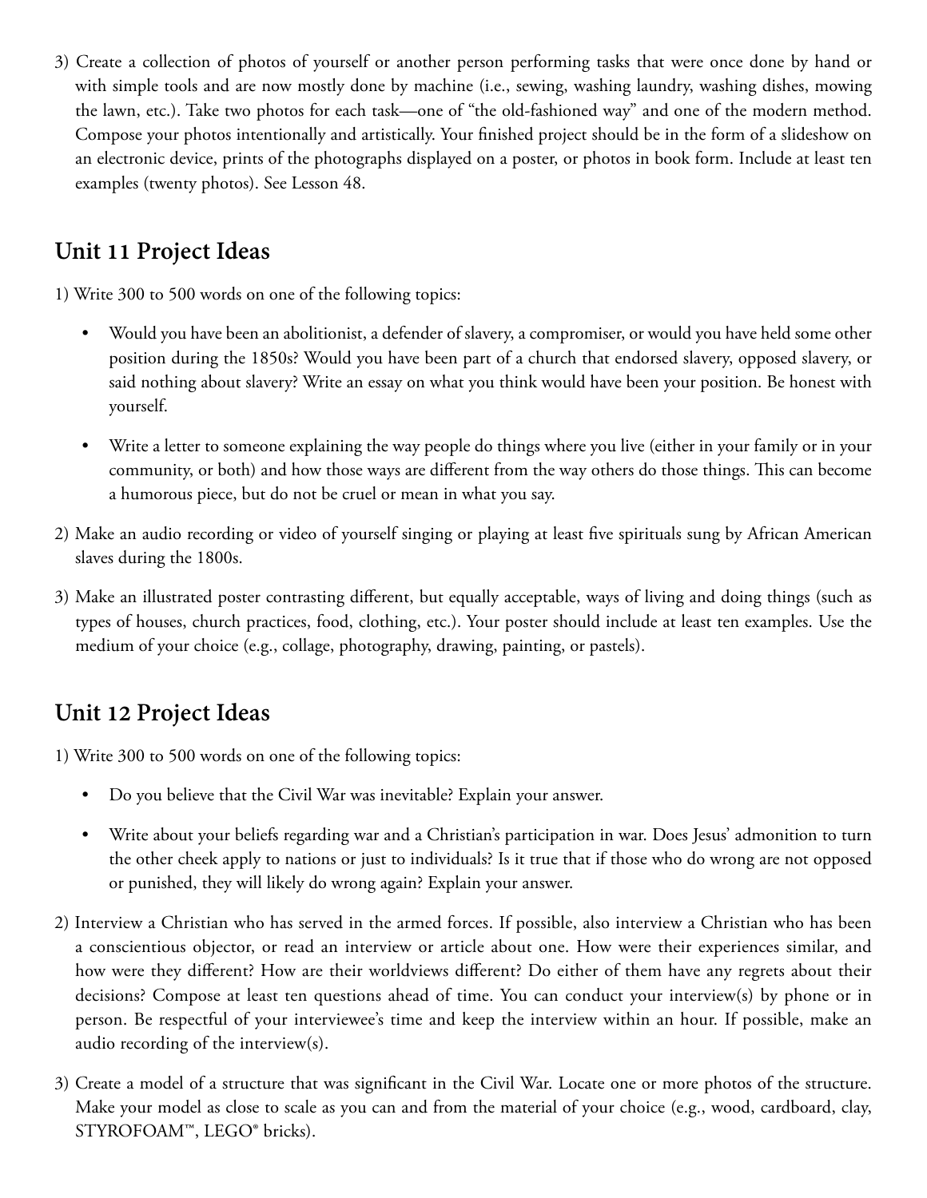3) Create a collection of photos of yourself or another person performing tasks that were once done by hand or with simple tools and are now mostly done by machine (i.e., sewing, washing laundry, washing dishes, mowing the lawn, etc.). Take two photos for each task—one of "the old-fashioned way" and one of the modern method. Compose your photos intentionally and artistically. Your finished project should be in the form of a slideshow on an electronic device, prints of the photographs displayed on a poster, or photos in book form. Include at least ten examples (twenty photos). See Lesson 48.

## Unit 11 Project Ideas

1) Write 300 to 500 words on one of the following topics:

   - Would you have been an abolitionist, a defender of slavery, a compromiser, or would you have held some other position during the 1850s? Would you have been part of a church that endorsed slavery, opposed slavery, or said nothing about slavery? Write an essay on what you think would have been your position. Be honest with yourself.
   - Write a letter to someone explaining the way people do things where you live (either in your family or in your community, or both) and how those ways are different from the way others do those things. This can become a humorous piece, but do not be cruel or mean in what you say.

2) Make an audio recording or video of yourself singing or playing at least five spirituals sung by African American slaves during the 1800s.

3) Make an illustrated poster contrasting different, but equally acceptable, ways of living and doing things (such as types of houses, church practices, food, clothing, etc.). Your poster should include at least ten examples. Use the medium of your choice (e.g., collage, photography, drawing, painting, or pastels).

## Unit 12 Project Ideas

1) Write 300 to 500 words on one of the following topics:

   - Do you believe that the Civil War was inevitable? Explain your answer.
   - Write about your beliefs regarding war and a Christian's participation in war. Does Jesus' admonition to turn the other cheek apply to nations or just to individuals? Is it true that if those who do wrong are not opposed or punished, they will likely do wrong again? Explain your answer.

2) Interview a Christian who has served in the armed forces. If possible, also interview a Christian who has been a conscientious objector, or read an interview or article about one. How were their experiences similar, and how were they different? How are their worldviews different? Do either of them have any regrets about their decisions? Compose at least ten questions ahead of time. You can conduct your interview(s) by phone or in person. Be respectful of your interviewee's time and keep the interview within an hour. If possible, make an audio recording of the interview(s).

3) Create a model of a structure that was significant in the Civil War. Locate one or more photos of the structure. Make your model as close to scale as you can and from the material of your choice (e.g., wood, cardboard, clay, STYROFOAM™, LEGO® bricks).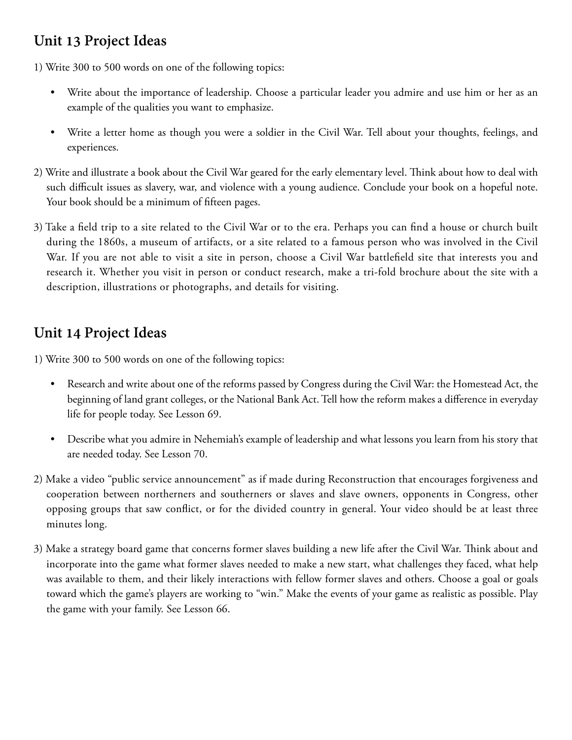## Unit 13 Project Ideas

1) Write 300 to 500 words on one of the following topics:

   - Write about the importance of leadership. Choose a particular leader you admire and use him or her as an example of the qualities you want to emphasize.

   - Write a letter home as though you were a soldier in the Civil War. Tell about your thoughts, feelings, and experiences.

2) Write and illustrate a book about the Civil War geared for the early elementary level. Think about how to deal with such difficult issues as slavery, war, and violence with a young audience. Conclude your book on a hopeful note. Your book should be a minimum of fifteen pages.

3) Take a field trip to a site related to the Civil War or to the era. Perhaps you can find a house or church built during the 1860s, a museum of artifacts, or a site related to a famous person who was involved in the Civil War. If you are not able to visit a site in person, choose a Civil War battlefield site that interests you and research it. Whether you visit in person or conduct research, make a tri-fold brochure about the site with a description, illustrations or photographs, and details for visiting.

## Unit 14 Project Ideas

1) Write 300 to 500 words on one of the following topics:

   - Research and write about one of the reforms passed by Congress during the Civil War: the Homestead Act, the beginning of land grant colleges, or the National Bank Act. Tell how the reform makes a difference in everyday life for people today. See Lesson 69.

   - Describe what you admire in Nehemiah's example of leadership and what lessons you learn from his story that are needed today. See Lesson 70.

2) Make a video "public service announcement" as if made during Reconstruction that encourages forgiveness and cooperation between northerners and southerners or slaves and slave owners, opponents in Congress, other opposing groups that saw conflict, or for the divided country in general. Your video should be at least three minutes long.

3) Make a strategy board game that concerns former slaves building a new life after the Civil War. Think about and incorporate into the game what former slaves needed to make a new start, what challenges they faced, what help was available to them, and their likely interactions with fellow former slaves and others. Choose a goal or goals toward which the game's players are working to "win." Make the events of your game as realistic as possible. Play the game with your family. See Lesson 66.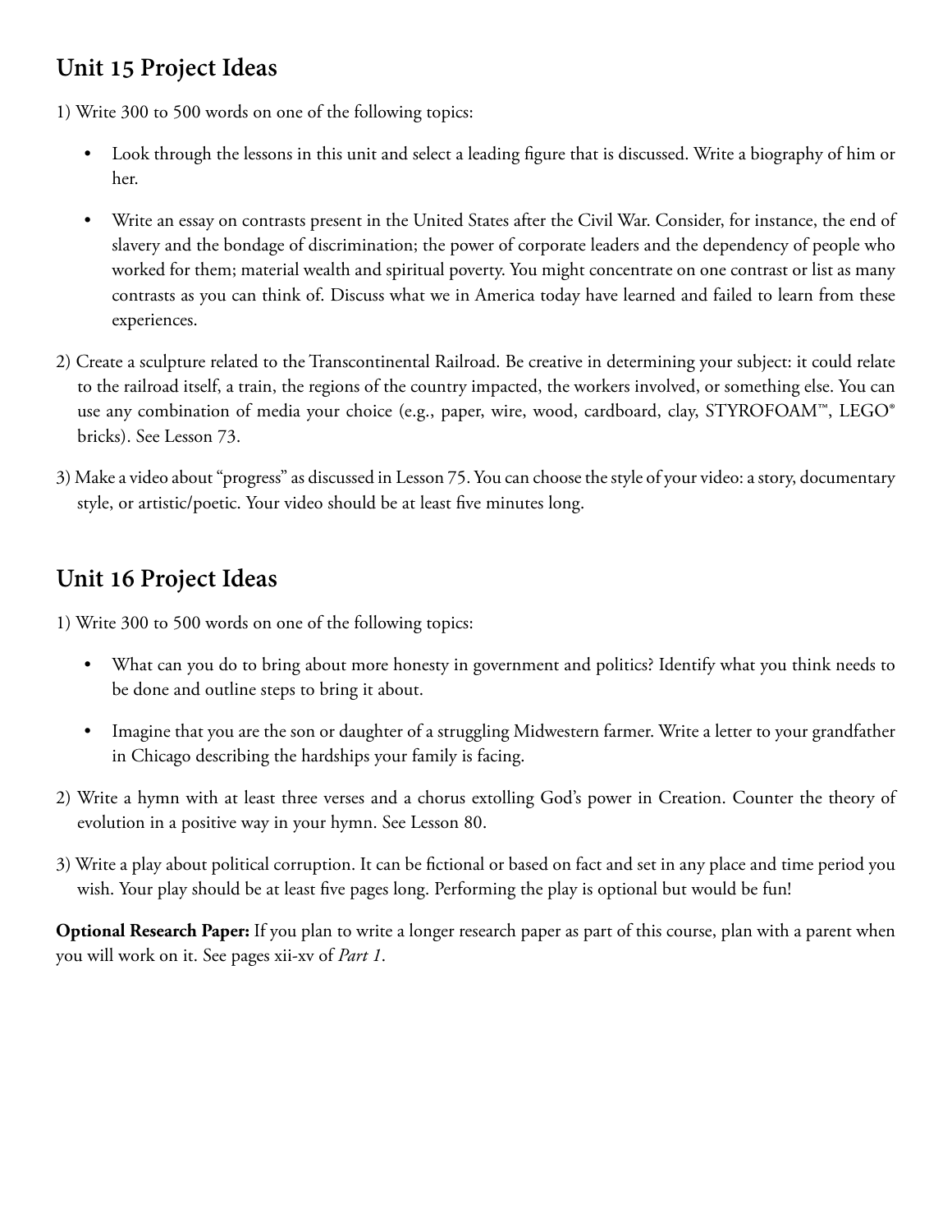## Unit 15 Project Ideas

1) Write 300 to 500 words on one of the following topics:

    - Look through the lessons in this unit and select a leading figure that is discussed. Write a biography of him or her.
    - Write an essay on contrasts present in the United States after the Civil War. Consider, for instance, the end of slavery and the bondage of discrimination; the power of corporate leaders and the dependency of people who worked for them; material wealth and spiritual poverty. You might concentrate on one contrast or list as many contrasts as you can think of. Discuss what we in America today have learned and failed to learn from these experiences.

2) Create a sculpture related to the Transcontinental Railroad. Be creative in determining your subject: it could relate to the railroad itself, a train, the regions of the country impacted, the workers involved, or something else. You can use any combination of media your choice (e.g., paper, wire, wood, cardboard, clay, STYROFOAM™, LEGO® bricks). See Lesson 73.

3) Make a video about "progress" as discussed in Lesson 75. You can choose the style of your video: a story, documentary style, or artistic/poetic. Your video should be at least five minutes long.

## Unit 16 Project Ideas

1) Write 300 to 500 words on one of the following topics:

    - What can you do to bring about more honesty in government and politics? Identify what you think needs to be done and outline steps to bring it about.
    - Imagine that you are the son or daughter of a struggling Midwestern farmer. Write a letter to your grandfather in Chicago describing the hardships your family is facing.

2) Write a hymn with at least three verses and a chorus extolling God's power in Creation. Counter the theory of evolution in a positive way in your hymn. See Lesson 80.

3) Write a play about political corruption. It can be fictional or based on fact and set in any place and time period you wish. Your play should be at least five pages long. Performing the play is optional but would be fun!

**Optional Research Paper:** If you plan to write a longer research paper as part of this course, plan with a parent when you will work on it. See pages xii-xv of *Part 1*.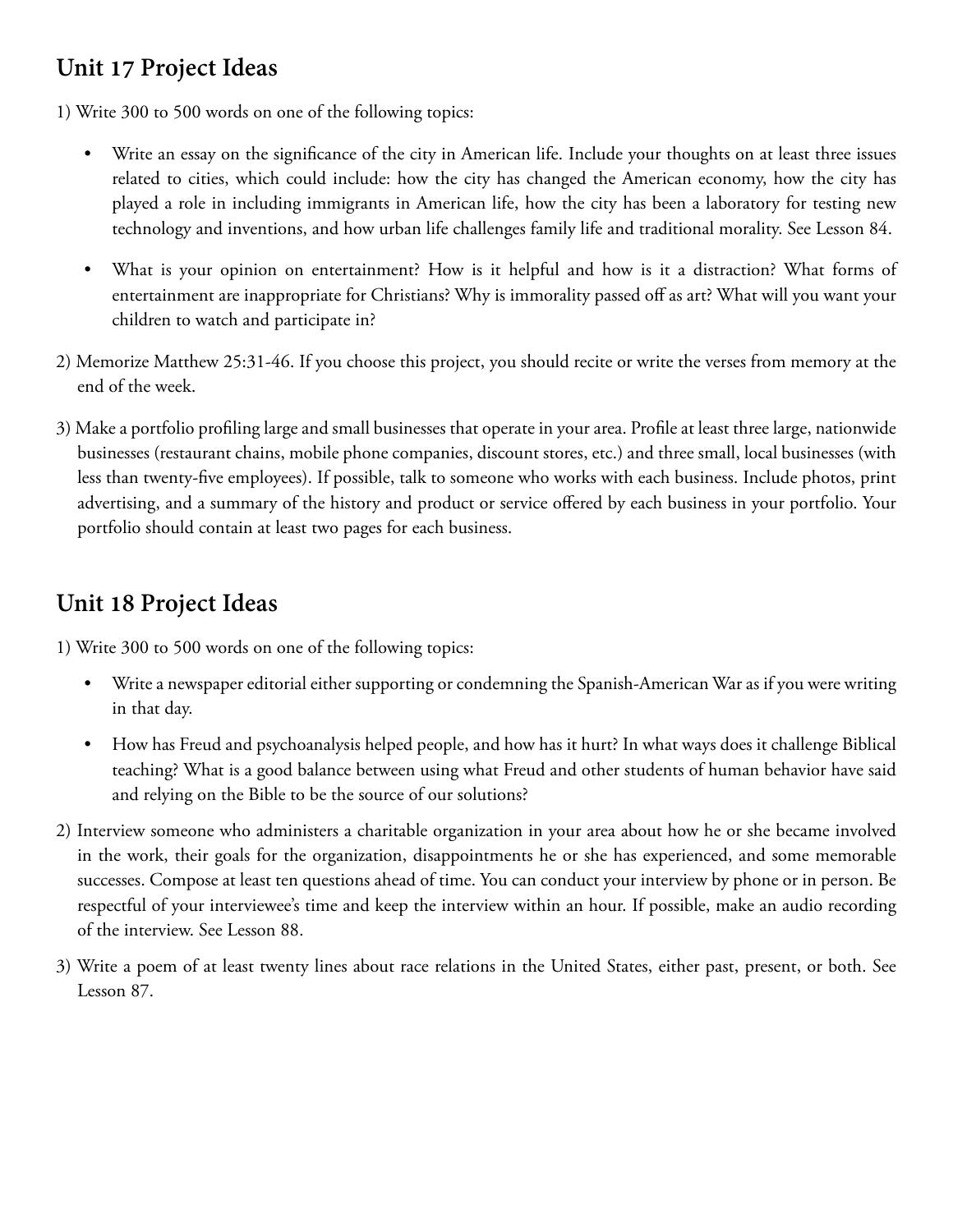## Unit 17 Project Ideas

1) Write 300 to 500 words on one of the following topics:

   - Write an essay on the significance of the city in American life. Include your thoughts on at least three issues related to cities, which could include: how the city has changed the American economy, how the city has played a role in including immigrants in American life, how the city has been a laboratory for testing new technology and inventions, and how urban life challenges family life and traditional morality. See Lesson 84.

   - What is your opinion on entertainment? How is it helpful and how is it a distraction? What forms of entertainment are inappropriate for Christians? Why is immorality passed off as art? What will you want your children to watch and participate in?

2) Memorize Matthew 25:31-46. If you choose this project, you should recite or write the verses from memory at the end of the week.

3) Make a portfolio profiling large and small businesses that operate in your area. Profile at least three large, nationwide businesses (restaurant chains, mobile phone companies, discount stores, etc.) and three small, local businesses (with less than twenty-five employees). If possible, talk to someone who works with each business. Include photos, print advertising, and a summary of the history and product or service offered by each business in your portfolio. Your portfolio should contain at least two pages for each business.

## Unit 18 Project Ideas

1) Write 300 to 500 words on one of the following topics:

   - Write a newspaper editorial either supporting or condemning the Spanish-American War as if you were writing in that day.

   - How has Freud and psychoanalysis helped people, and how has it hurt? In what ways does it challenge Biblical teaching? What is a good balance between using what Freud and other students of human behavior have said and relying on the Bible to be the source of our solutions?

2) Interview someone who administers a charitable organization in your area about how he or she became involved in the work, their goals for the organization, disappointments he or she has experienced, and some memorable successes. Compose at least ten questions ahead of time. You can conduct your interview by phone or in person. Be respectful of your interviewee's time and keep the interview within an hour. If possible, make an audio recording of the interview. See Lesson 88.

3) Write a poem of at least twenty lines about race relations in the United States, either past, present, or both. See Lesson 87.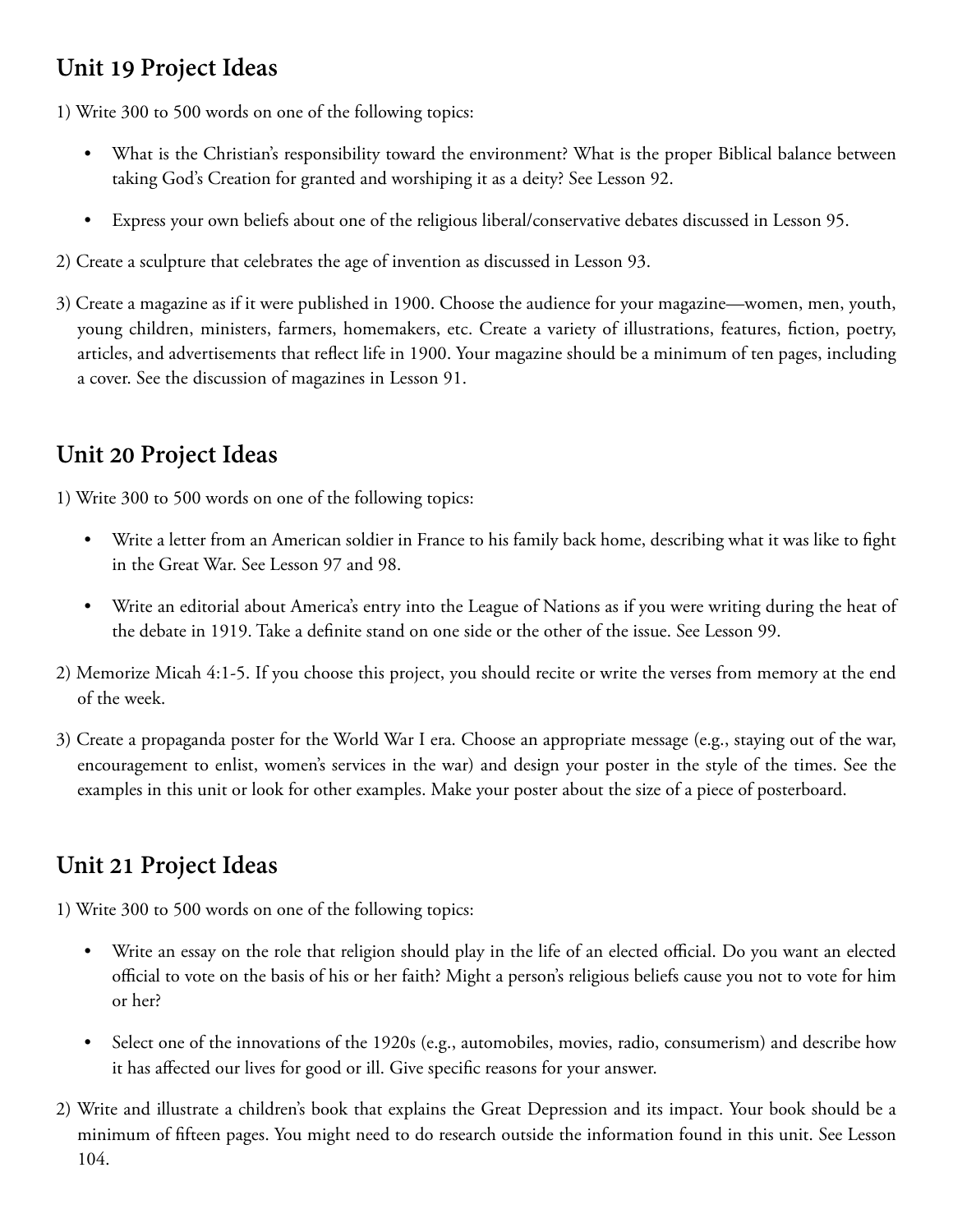## Unit 19 Project Ideas

1) Write 300 to 500 words on one of the following topics:

- What is the Christian's responsibility toward the environment? What is the proper Biblical balance between taking God's Creation for granted and worshiping it as a deity? See Lesson 92.
- Express your own beliefs about one of the religious liberal/conservative debates discussed in Lesson 95.

2) Create a sculpture that celebrates the age of invention as discussed in Lesson 93.

3) Create a magazine as if it were published in 1900. Choose the audience for your magazine—women, men, youth, young children, ministers, farmers, homemakers, etc. Create a variety of illustrations, features, fiction, poetry, articles, and advertisements that reflect life in 1900. Your magazine should be a minimum of ten pages, including a cover. See the discussion of magazines in Lesson 91.

## Unit 20 Project Ideas

1) Write 300 to 500 words on one of the following topics:

- Write a letter from an American soldier in France to his family back home, describing what it was like to fight in the Great War. See Lesson 97 and 98.
- Write an editorial about America's entry into the League of Nations as if you were writing during the heat of the debate in 1919. Take a definite stand on one side or the other of the issue. See Lesson 99.

2) Memorize Micah 4:1-5. If you choose this project, you should recite or write the verses from memory at the end of the week.

3) Create a propaganda poster for the World War I era. Choose an appropriate message (e.g., staying out of the war, encouragement to enlist, women's services in the war) and design your poster in the style of the times. See the examples in this unit or look for other examples. Make your poster about the size of a piece of posterboard.

## Unit 21 Project Ideas

1) Write 300 to 500 words on one of the following topics:

- Write an essay on the role that religion should play in the life of an elected official. Do you want an elected official to vote on the basis of his or her faith? Might a person's religious beliefs cause you not to vote for him or her?
- Select one of the innovations of the 1920s (e.g., automobiles, movies, radio, consumerism) and describe how it has affected our lives for good or ill. Give specific reasons for your answer.

2) Write and illustrate a children's book that explains the Great Depression and its impact. Your book should be a minimum of fifteen pages. You might need to do research outside the information found in this unit. See Lesson 104.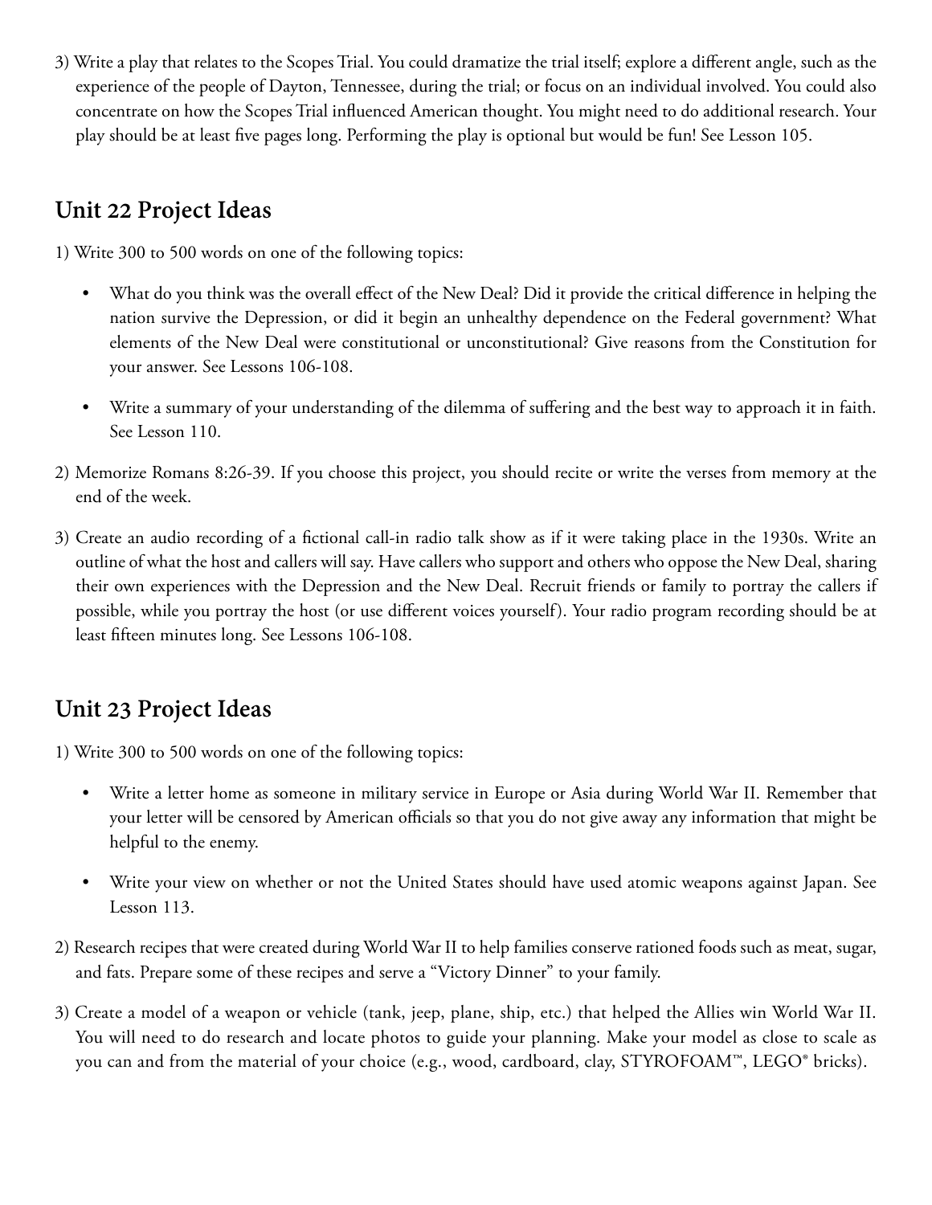3) Write a play that relates to the Scopes Trial. You could dramatize the trial itself; explore a different angle, such as the experience of the people of Dayton, Tennessee, during the trial; or focus on an individual involved. You could also concentrate on how the Scopes Trial influenced American thought. You might need to do additional research. Your play should be at least five pages long. Performing the play is optional but would be fun! See Lesson 105.

## Unit 22 Project Ideas

1) Write 300 to 500 words on one of the following topics:

   - What do you think was the overall effect of the New Deal? Did it provide the critical difference in helping the nation survive the Depression, or did it begin an unhealthy dependence on the Federal government? What elements of the New Deal were constitutional or unconstitutional? Give reasons from the Constitution for your answer. See Lessons 106-108.

   - Write a summary of your understanding of the dilemma of suffering and the best way to approach it in faith. See Lesson 110.

2) Memorize Romans 8:26-39. If you choose this project, you should recite or write the verses from memory at the end of the week.

3) Create an audio recording of a fictional call-in radio talk show as if it were taking place in the 1930s. Write an outline of what the host and callers will say. Have callers who support and others who oppose the New Deal, sharing their own experiences with the Depression and the New Deal. Recruit friends or family to portray the callers if possible, while you portray the host (or use different voices yourself). Your radio program recording should be at least fifteen minutes long. See Lessons 106-108.

## Unit 23 Project Ideas

1) Write 300 to 500 words on one of the following topics:

   - Write a letter home as someone in military service in Europe or Asia during World War II. Remember that your letter will be censored by American officials so that you do not give away any information that might be helpful to the enemy.

   - Write your view on whether or not the United States should have used atomic weapons against Japan. See Lesson 113.

2) Research recipes that were created during World War II to help families conserve rationed foods such as meat, sugar, and fats. Prepare some of these recipes and serve a "Victory Dinner" to your family.

3) Create a model of a weapon or vehicle (tank, jeep, plane, ship, etc.) that helped the Allies win World War II. You will need to do research and locate photos to guide your planning. Make your model as close to scale as you can and from the material of your choice (e.g., wood, cardboard, clay, STYROFOAM™, LEGO® bricks).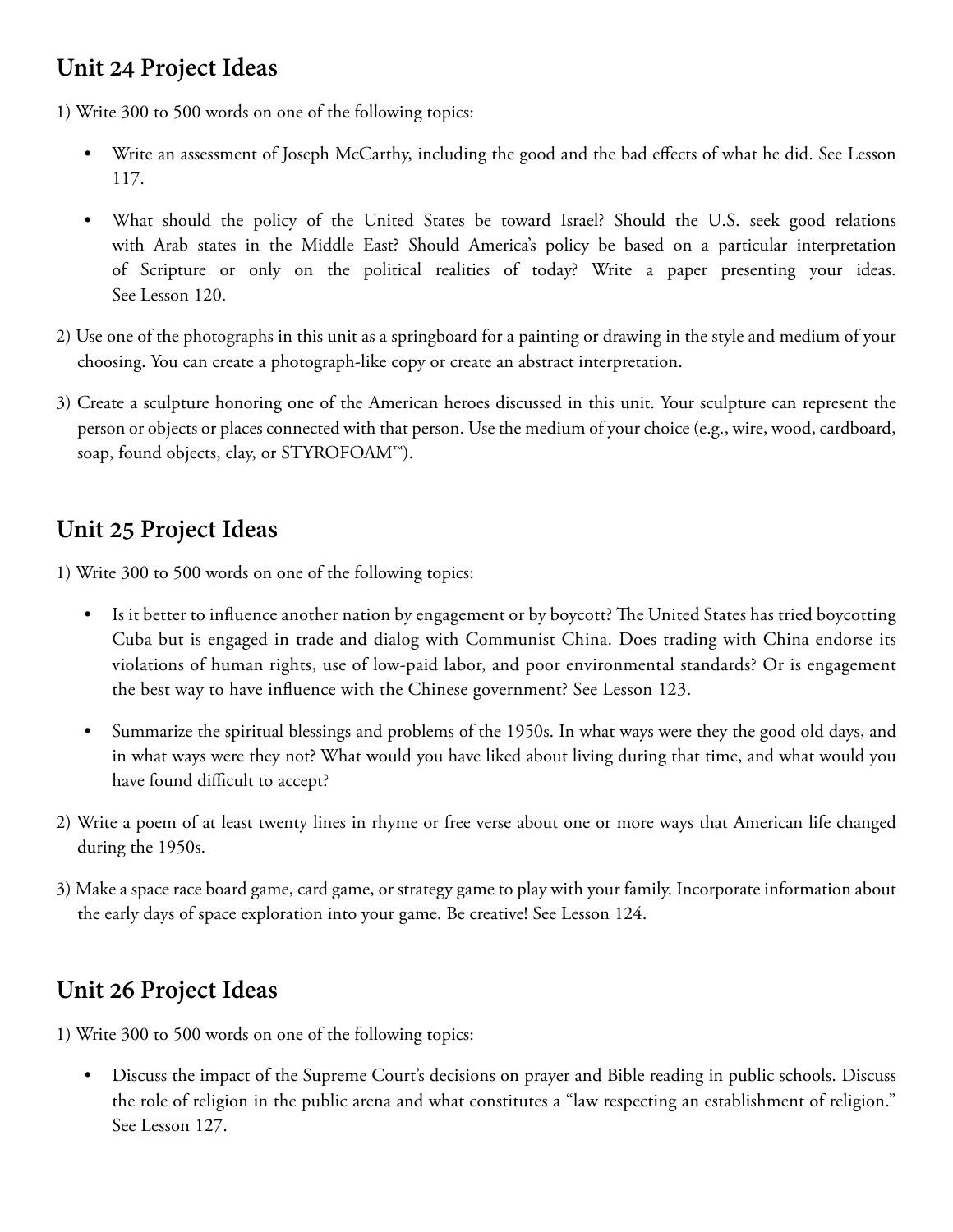## Unit 24 Project Ideas

1) Write 300 to 500 words on one of the following topics:

- Write an assessment of Joseph McCarthy, including the good and the bad effects of what he did. See Lesson 117.
- What should the policy of the United States be toward Israel? Should the U.S. seek good relations with Arab states in the Middle East? Should America's policy be based on a particular interpretation of Scripture or only on the political realities of today? Write a paper presenting your ideas. See Lesson 120.

2) Use one of the photographs in this unit as a springboard for a painting or drawing in the style and medium of your choosing. You can create a photograph-like copy or create an abstract interpretation.

3) Create a sculpture honoring one of the American heroes discussed in this unit. Your sculpture can represent the person or objects or places connected with that person. Use the medium of your choice (e.g., wire, wood, cardboard, soap, found objects, clay, or STYROFOAM™).

## Unit 25 Project Ideas

1) Write 300 to 500 words on one of the following topics:

- Is it better to influence another nation by engagement or by boycott? The United States has tried boycotting Cuba but is engaged in trade and dialog with Communist China. Does trading with China endorse its violations of human rights, use of low-paid labor, and poor environmental standards? Or is engagement the best way to have influence with the Chinese government? See Lesson 123.
- Summarize the spiritual blessings and problems of the 1950s. In what ways were they the good old days, and in what ways were they not? What would you have liked about living during that time, and what would you have found difficult to accept?

2) Write a poem of at least twenty lines in rhyme or free verse about one or more ways that American life changed during the 1950s.

3) Make a space race board game, card game, or strategy game to play with your family. Incorporate information about the early days of space exploration into your game. Be creative! See Lesson 124.

## Unit 26 Project Ideas

1) Write 300 to 500 words on one of the following topics:

- Discuss the impact of the Supreme Court's decisions on prayer and Bible reading in public schools. Discuss the role of religion in the public arena and what constitutes a "law respecting an establishment of religion." See Lesson 127.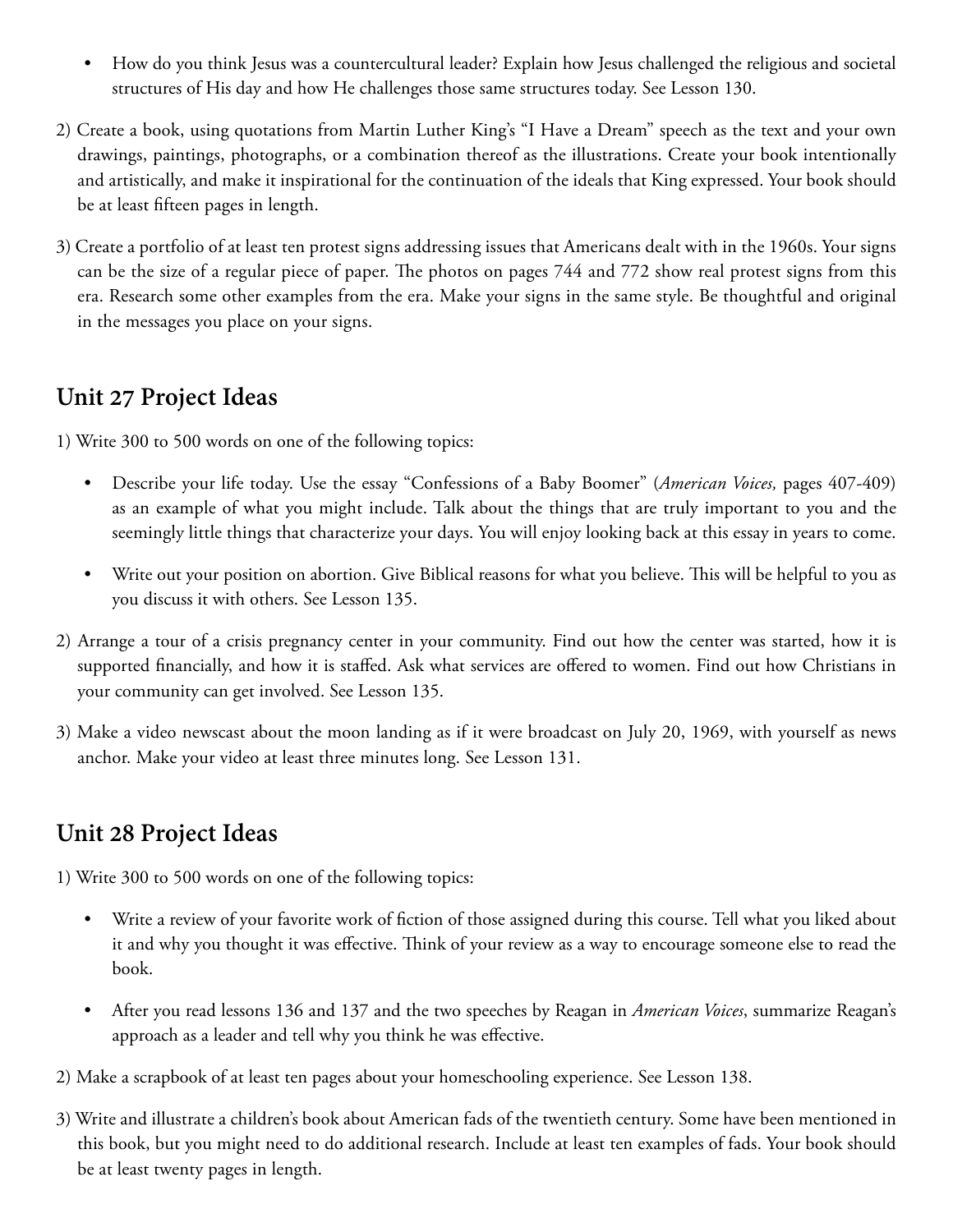- How do you think Jesus was a countercultural leader? Explain how Jesus challenged the religious and societal structures of His day and how He challenges those same structures today. See Lesson 130.

2) Create a book, using quotations from Martin Luther King's "I Have a Dream" speech as the text and your own drawings, paintings, photographs, or a combination thereof as the illustrations. Create your book intentionally and artistically, and make it inspirational for the continuation of the ideals that King expressed. Your book should be at least fifteen pages in length.

3) Create a portfolio of at least ten protest signs addressing issues that Americans dealt with in the 1960s. Your signs can be the size of a regular piece of paper. The photos on pages 744 and 772 show real protest signs from this era. Research some other examples from the era. Make your signs in the same style. Be thoughtful and original in the messages you place on your signs.

## Unit 27 Project Ideas

1) Write 300 to 500 words on one of the following topics:

   - Describe your life today. Use the essay "Confessions of a Baby Boomer" (*American Voices,* pages 407-409) as an example of what you might include. Talk about the things that are truly important to you and the seemingly little things that characterize your days. You will enjoy looking back at this essay in years to come.

   - Write out your position on abortion. Give Biblical reasons for what you believe. This will be helpful to you as you discuss it with others. See Lesson 135.

2) Arrange a tour of a crisis pregnancy center in your community. Find out how the center was started, how it is supported financially, and how it is staffed. Ask what services are offered to women. Find out how Christians in your community can get involved. See Lesson 135.

3) Make a video newscast about the moon landing as if it were broadcast on July 20, 1969, with yourself as news anchor. Make your video at least three minutes long. See Lesson 131.

## Unit 28 Project Ideas

1) Write 300 to 500 words on one of the following topics:

   - Write a review of your favorite work of fiction of those assigned during this course. Tell what you liked about it and why you thought it was effective. Think of your review as a way to encourage someone else to read the book.

   - After you read lessons 136 and 137 and the two speeches by Reagan in *American Voices*, summarize Reagan's approach as a leader and tell why you think he was effective.

2) Make a scrapbook of at least ten pages about your homeschooling experience. See Lesson 138.

3) Write and illustrate a children's book about American fads of the twentieth century. Some have been mentioned in this book, but you might need to do additional research. Include at least ten examples of fads. Your book should be at least twenty pages in length.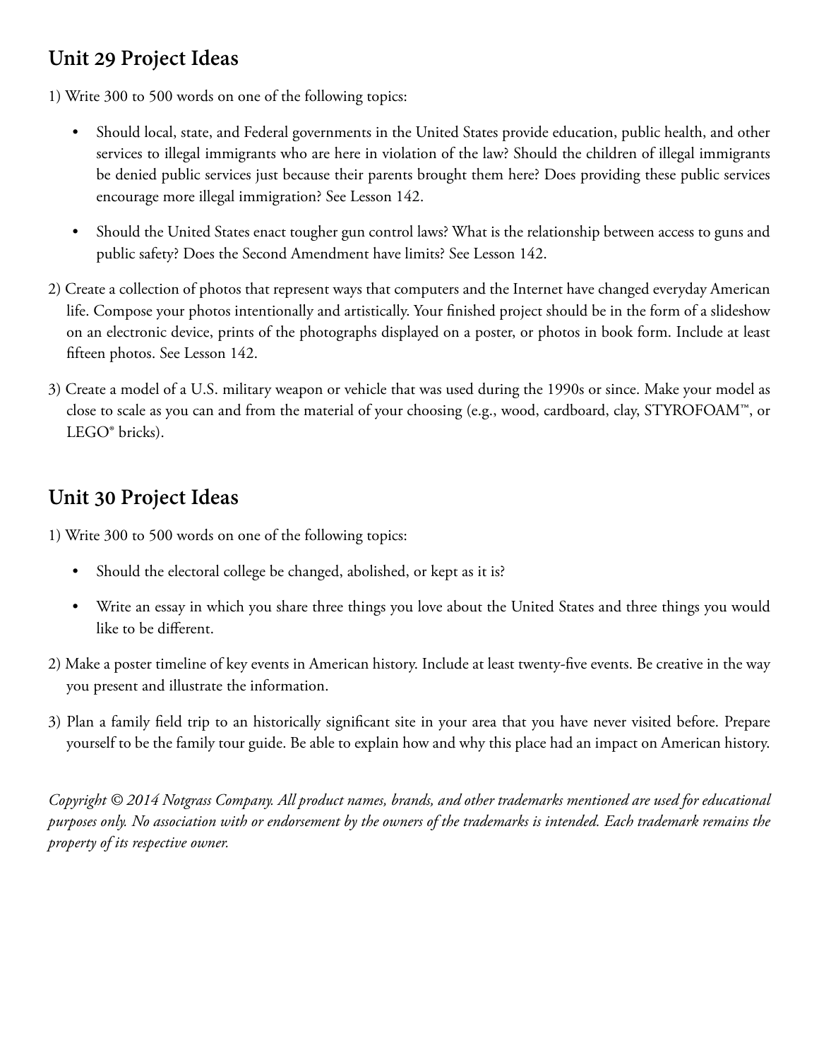## Unit 29 Project Ideas

1) Write 300 to 500 words on one of the following topics:

- Should local, state, and Federal governments in the United States provide education, public health, and other services to illegal immigrants who are here in violation of the law? Should the children of illegal immigrants be denied public services just because their parents brought them here? Does providing these public services encourage more illegal immigration? See Lesson 142.
- Should the United States enact tougher gun control laws? What is the relationship between access to guns and public safety? Does the Second Amendment have limits? See Lesson 142.

2) Create a collection of photos that represent ways that computers and the Internet have changed everyday American life. Compose your photos intentionally and artistically. Your finished project should be in the form of a slideshow on an electronic device, prints of the photographs displayed on a poster, or photos in book form. Include at least fifteen photos. See Lesson 142.

3) Create a model of a U.S. military weapon or vehicle that was used during the 1990s or since. Make your model as close to scale as you can and from the material of your choosing (e.g., wood, cardboard, clay, STYROFOAM™, or LEGO® bricks).

## Unit 30 Project Ideas

1) Write 300 to 500 words on one of the following topics:

- Should the electoral college be changed, abolished, or kept as it is?
- Write an essay in which you share three things you love about the United States and three things you would like to be different.

2) Make a poster timeline of key events in American history. Include at least twenty-five events. Be creative in the way you present and illustrate the information.

3) Plan a family field trip to an historically significant site in your area that you have never visited before. Prepare yourself to be the family tour guide. Be able to explain how and why this place had an impact on American history.

*Copyright © 2014 Notgrass Company. All product names, brands, and other trademarks mentioned are used for educational purposes only. No association with or endorsement by the owners of the trademarks is intended. Each trademark remains the property of its respective owner.*